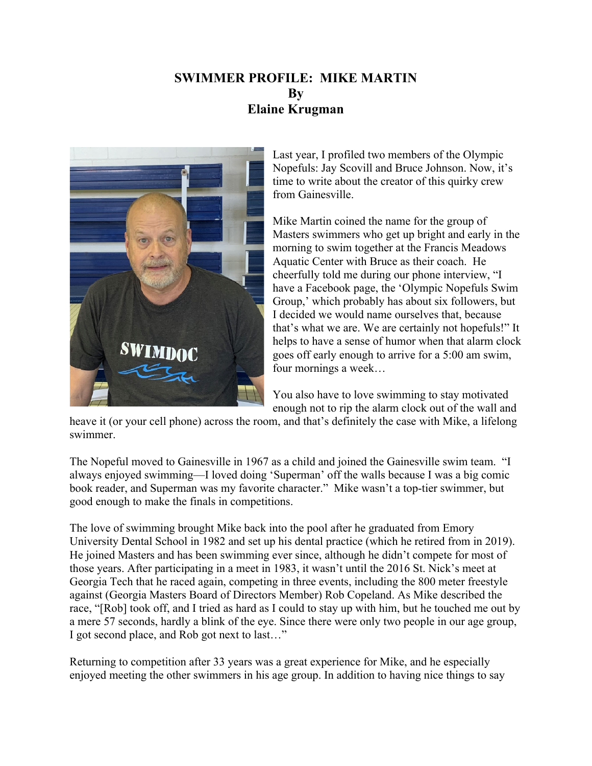# SWIMMER PROFILE: MIKE MARTIN
## By
## Elaine Krugman

Last year, I profiled two members of the Olympic Nopefuls: Jay Scovill and Bruce Johnson. Now, it's time to write about the creator of this quirky crew from Gainesville.

Mike Martin coined the name for the group of Masters swimmers who get up bright and early in the morning to swim together at the Francis Meadows Aquatic Center with Bruce as their coach. He cheerfully told me during our phone interview, "I have a Facebook page, the 'Olympic Nopefuls Swim Group,' which probably has about six followers, but I decided we would name ourselves that, because that's what we are. We are certainly not hopefuls!" It helps to have a sense of humor when that alarm clock goes off early enough to arrive for a 5:00 am swim, four mornings a week…

You also have to love swimming to stay motivated enough not to rip the alarm clock out of the wall and heave it (or your cell phone) across the room, and that's definitely the case with Mike, a lifelong swimmer.

The Nopeful moved to Gainesville in 1967 as a child and joined the Gainesville swim team. "I always enjoyed swimming—I loved doing 'Superman' off the walls because I was a big comic book reader, and Superman was my favorite character." Mike wasn't a top-tier swimmer, but good enough to make the finals in competitions.

The love of swimming brought Mike back into the pool after he graduated from Emory University Dental School in 1982 and set up his dental practice (which he retired from in 2019). He joined Masters and has been swimming ever since, although he didn't compete for most of those years. After participating in a meet in 1983, it wasn't until the 2016 St. Nick's meet at Georgia Tech that he raced again, competing in three events, including the 800 meter freestyle against (Georgia Masters Board of Directors Member) Rob Copeland. As Mike described the race, "[Rob] took off, and I tried as hard as I could to stay up with him, but he touched me out by a mere 57 seconds, hardly a blink of the eye. Since there were only two people in our age group, I got second place, and Rob got next to last…"

Returning to competition after 33 years was a great experience for Mike, and he especially enjoyed meeting the other swimmers in his age group. In addition to having nice things to say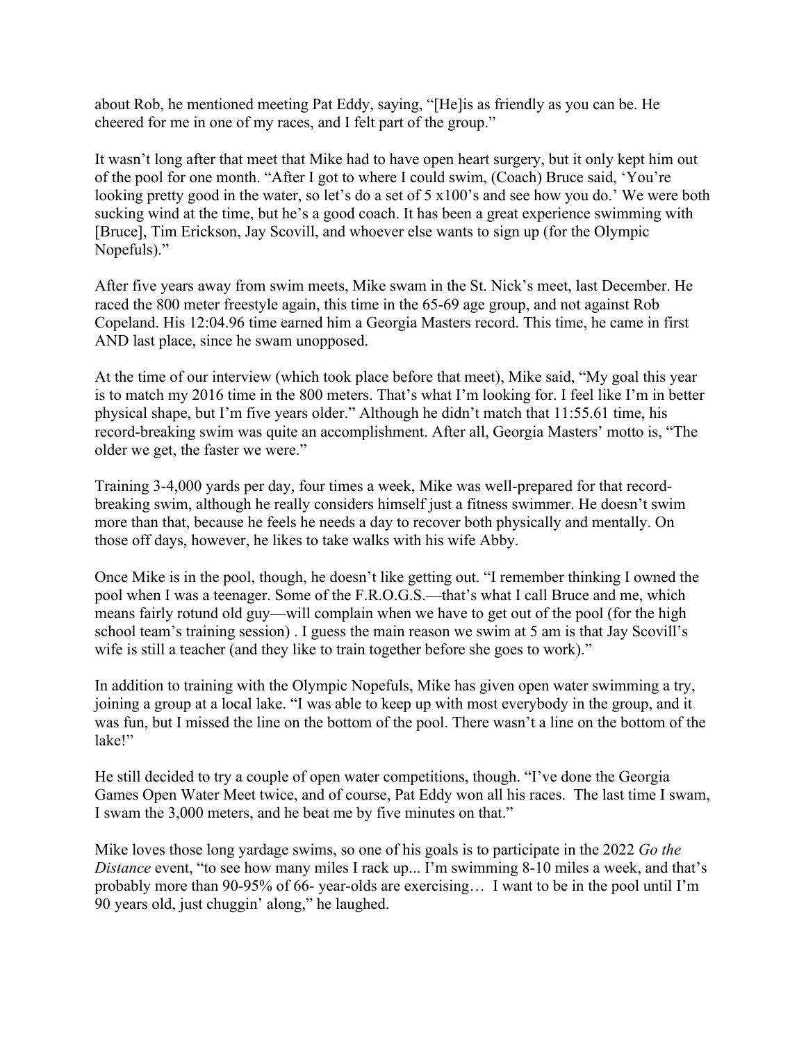about Rob, he mentioned meeting Pat Eddy, saying, "[He]is as friendly as you can be. He cheered for me in one of my races, and I felt part of the group."

It wasn't long after that meet that Mike had to have open heart surgery, but it only kept him out of the pool for one month. "After I got to where I could swim, (Coach) Bruce said, 'You're looking pretty good in the water, so let's do a set of 5 x100's and see how you do.' We were both sucking wind at the time, but he's a good coach. It has been a great experience swimming with [Bruce], Tim Erickson, Jay Scovill, and whoever else wants to sign up (for the Olympic Nopefuls)."

After five years away from swim meets, Mike swam in the St. Nick's meet, last December. He raced the 800 meter freestyle again, this time in the 65-69 age group, and not against Rob Copeland. His 12:04.96 time earned him a Georgia Masters record. This time, he came in first AND last place, since he swam unopposed.

At the time of our interview (which took place before that meet), Mike said, "My goal this year is to match my 2016 time in the 800 meters. That's what I'm looking for. I feel like I'm in better physical shape, but I'm five years older." Although he didn't match that 11:55.61 time, his record-breaking swim was quite an accomplishment. After all, Georgia Masters' motto is, "The older we get, the faster we were."

Training 3-4,000 yards per day, four times a week, Mike was well-prepared for that record-breaking swim, although he really considers himself just a fitness swimmer. He doesn't swim more than that, because he feels he needs a day to recover both physically and mentally. On those off days, however, he likes to take walks with his wife Abby.

Once Mike is in the pool, though, he doesn't like getting out. "I remember thinking I owned the pool when I was a teenager. Some of the F.R.O.G.S.—that's what I call Bruce and me, which means fairly rotund old guy—will complain when we have to get out of the pool (for the high school team's training session) . I guess the main reason we swim at 5 am is that Jay Scovill's wife is still a teacher (and they like to train together before she goes to work)."

In addition to training with the Olympic Nopefuls, Mike has given open water swimming a try, joining a group at a local lake. "I was able to keep up with most everybody in the group, and it was fun, but I missed the line on the bottom of the pool. There wasn't a line on the bottom of the lake!"

He still decided to try a couple of open water competitions, though. "I've done the Georgia Games Open Water Meet twice, and of course, Pat Eddy won all his races. The last time I swam, I swam the 3,000 meters, and he beat me by five minutes on that."

Mike loves those long yardage swims, so one of his goals is to participate in the 2022 *Go the Distance* event, "to see how many miles I rack up... I'm swimming 8-10 miles a week, and that's probably more than 90-95% of 66- year-olds are exercising… I want to be in the pool until I'm 90 years old, just chuggin' along," he laughed.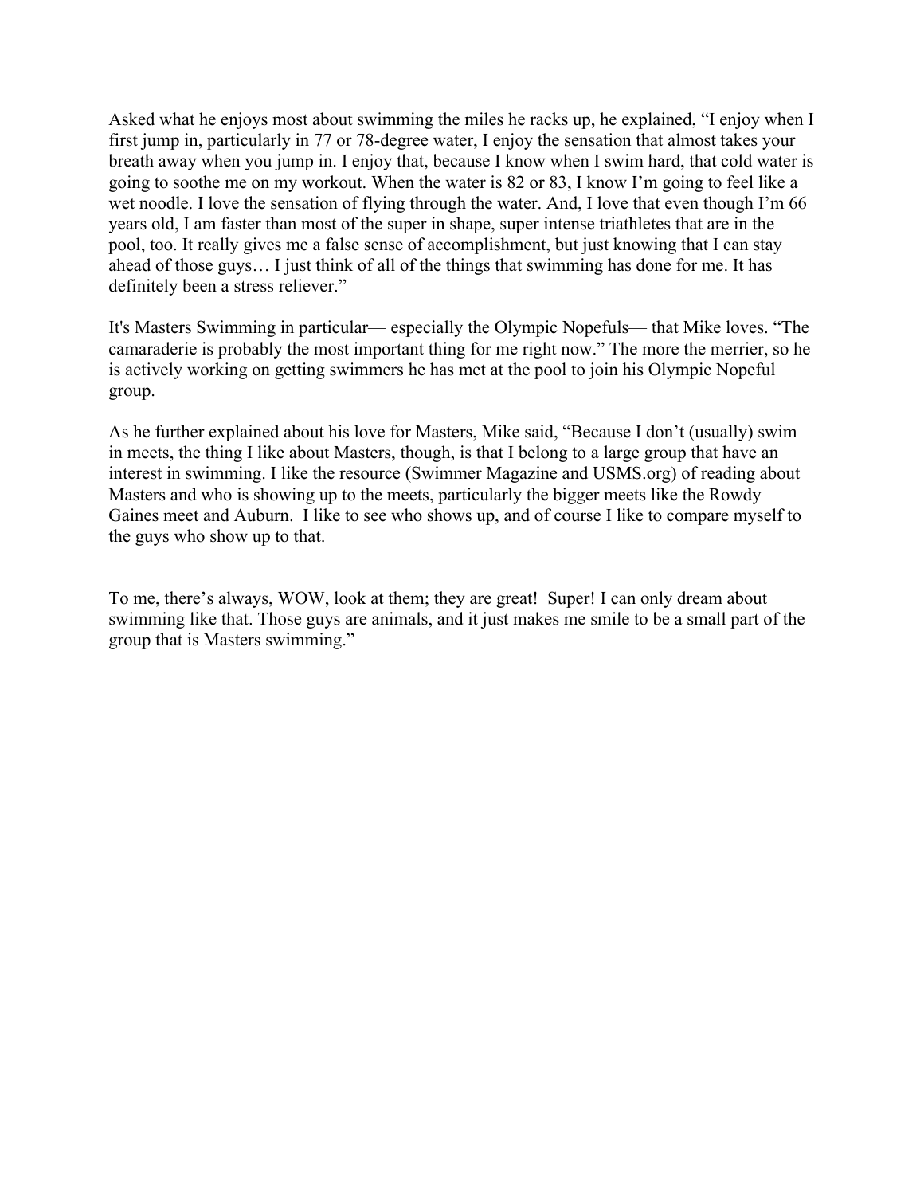Asked what he enjoys most about swimming the miles he racks up, he explained, "I enjoy when I first jump in, particularly in 77 or 78-degree water, I enjoy the sensation that almost takes your breath away when you jump in. I enjoy that, because I know when I swim hard, that cold water is going to soothe me on my workout. When the water is 82 or 83, I know I'm going to feel like a wet noodle. I love the sensation of flying through the water. And, I love that even though I'm 66 years old, I am faster than most of the super in shape, super intense triathletes that are in the pool, too. It really gives me a false sense of accomplishment, but just knowing that I can stay ahead of those guys… I just think of all of the things that swimming has done for me. It has definitely been a stress reliever."

It's Masters Swimming in particular— especially the Olympic Nopefuls— that Mike loves. "The camaraderie is probably the most important thing for me right now." The more the merrier, so he is actively working on getting swimmers he has met at the pool to join his Olympic Nopeful group.

As he further explained about his love for Masters, Mike said, "Because I don't (usually) swim in meets, the thing I like about Masters, though, is that I belong to a large group that have an interest in swimming. I like the resource (Swimmer Magazine and USMS.org) of reading about Masters and who is showing up to the meets, particularly the bigger meets like the Rowdy Gaines meet and Auburn. I like to see who shows up, and of course I like to compare myself to the guys who show up to that.

To me, there's always, WOW, look at them; they are great! Super! I can only dream about swimming like that. Those guys are animals, and it just makes me smile to be a small part of the group that is Masters swimming."